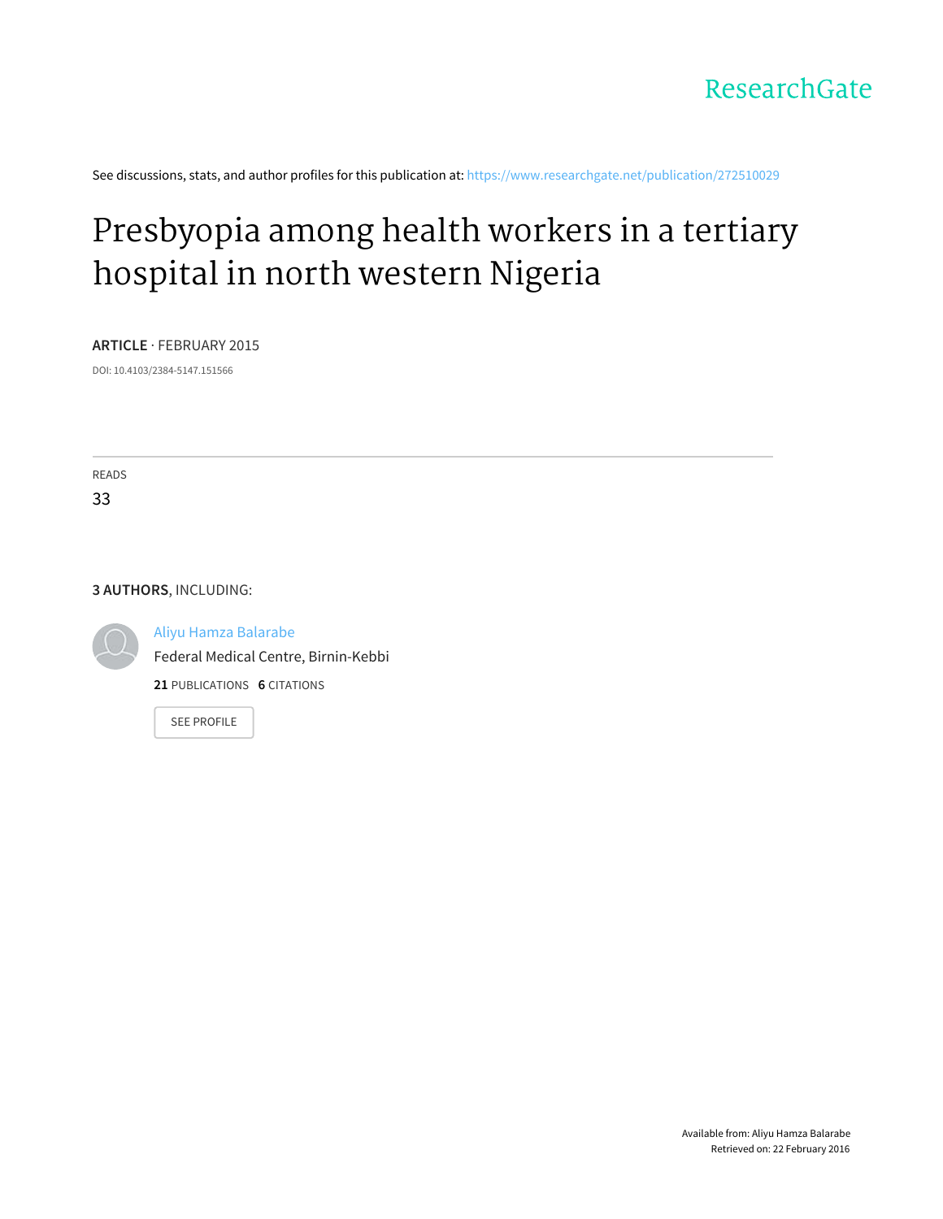ResearchGate

See discussions, stats, and author profiles for this publication at: https://www.researchgate.net/publication/272510029

# Presbyopia among health workers in a tertiary hospital in north western Nigeria

**ARTICLE** · FEBRUARY 2015

DOI: 10.4103/2384-5147.151566

READS

33

**3 AUTHORS**, INCLUDING:

Aliyu Hamza Balarabe

Federal Medical Centre, Birnin-Kebbi

**21** PUBLICATIONS **6** CITATIONS

SEE PROFILE

Available from: Aliyu Hamza Balarabe

Retrieved on: 22 February 2016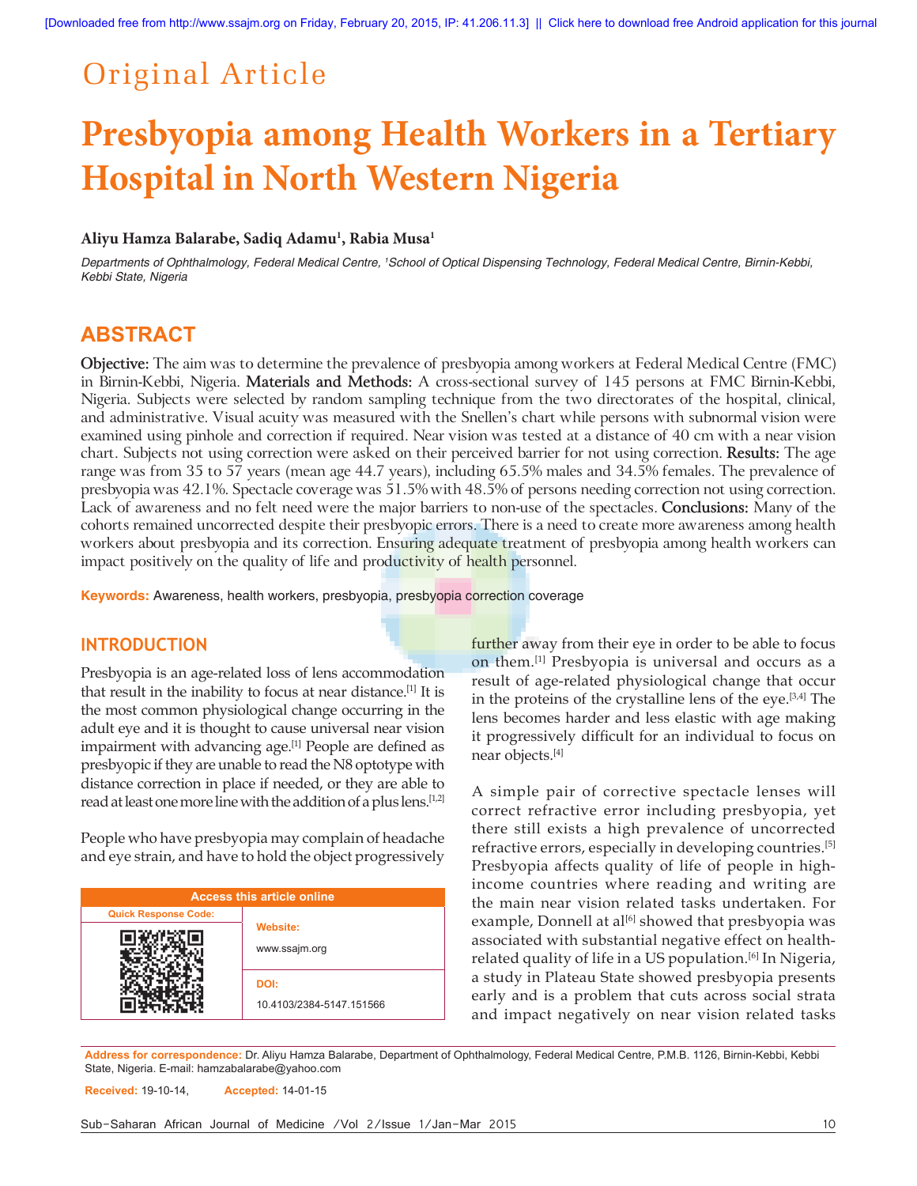[Downloaded free from http://www.ssajm.org on Friday, February 20, 2015, IP: 41.206.11.3] || Click here to download free Android application for this journal

Original Article

# Presbyopia among Health Workers in a Tertiary Hospital in North Western Nigeria

**Aliyu Hamza Balarabe, Sadiq Adamu[1], Rabia Musa[1]**

*Departments of Ophthalmology, Federal Medical Centre, [1]School of Optical Dispensing Technology, Federal Medical Centre, Birnin-Kebbi, Kebbi State, Nigeria*

## ABSTRACT

**Objective:** The aim was to determine the prevalence of presbyopia among workers at Federal Medical Centre (FMC) in Birnin-Kebbi, Nigeria. **Materials and Methods:** A cross-sectional survey of 145 persons at FMC Birnin-Kebbi, Nigeria. Subjects were selected by random sampling technique from the two directorates of the hospital, clinical, and administrative. Visual acuity was measured with the Snellen's chart while persons with subnormal vision were examined using pinhole and correction if required. Near vision was tested at a distance of 40 cm with a near vision chart. Subjects not using correction were asked on their perceived barrier for not using correction. **Results:** The age range was from 35 to 57 years (mean age 44.7 years), including 65.5% males and 34.5% females. The prevalence of presbyopia was 42.1%. Spectacle coverage was 51.5% with 48.5% of persons needing correction not using correction. Lack of awareness and no felt need were the major barriers to non-use of the spectacles. **Conclusions:** Many of the cohorts remained uncorrected despite their presbyopic errors. There is a need to create more awareness among health workers about presbyopia and its correction. Ensuring adequate treatment of presbyopia among health workers can impact positively on the quality of life and productivity of health personnel.

**Keywords:** Awareness, health workers, presbyopia, presbyopia correction coverage

## INTRODUCTION

Presbyopia is an age-related loss of lens accommodation that result in the inability to focus at near distance.[1] It is the most common physiological change occurring in the adult eye and it is thought to cause universal near vision impairment with advancing age.[1] People are defined as presbyopic if they are unable to read the N8 optotype with distance correction in place if needed, or they are able to read at least one more line with the addition of a plus lens.[1,2]

People who have presbyopia may complain of headache and eye strain, and have to hold the object progressively further away from their eye in order to be able to focus on them.[1] Presbyopia is universal and occurs as a result of age-related physiological change that occur in the proteins of the crystalline lens of the eye.[3,4] The lens becomes harder and less elastic with age making it progressively difficult for an individual to focus on near objects.[4]

A simple pair of corrective spectacle lenses will correct refractive error including presbyopia, yet there still exists a high prevalence of uncorrected refractive errors, especially in developing countries.[5] Presbyopia affects quality of life of people in high-income countries where reading and writing are the main near vision related tasks undertaken. For example, Donnell at al[6] showed that presbyopia was associated with substantial negative effect on health-related quality of life in a US population.[6] In Nigeria, a study in Plateau State showed presbyopia presents early and is a problem that cuts across social strata and impact negatively on near vision related tasks

| Access this article online | |
|---|---|
| Quick Response Code: | Website: www.ssajm.org |
| | DOI: 10.4103/2384-5147.151566 |

**Address for correspondence:** Dr. Aliyu Hamza Balarabe, Department of Ophthalmology, Federal Medical Centre, P.M.B. 1126, Birnin-Kebbi, Kebbi State, Nigeria. E-mail: hamzabalarabe@yahoo.com

**Received:** 19-10-14, **Accepted:** 14-01-15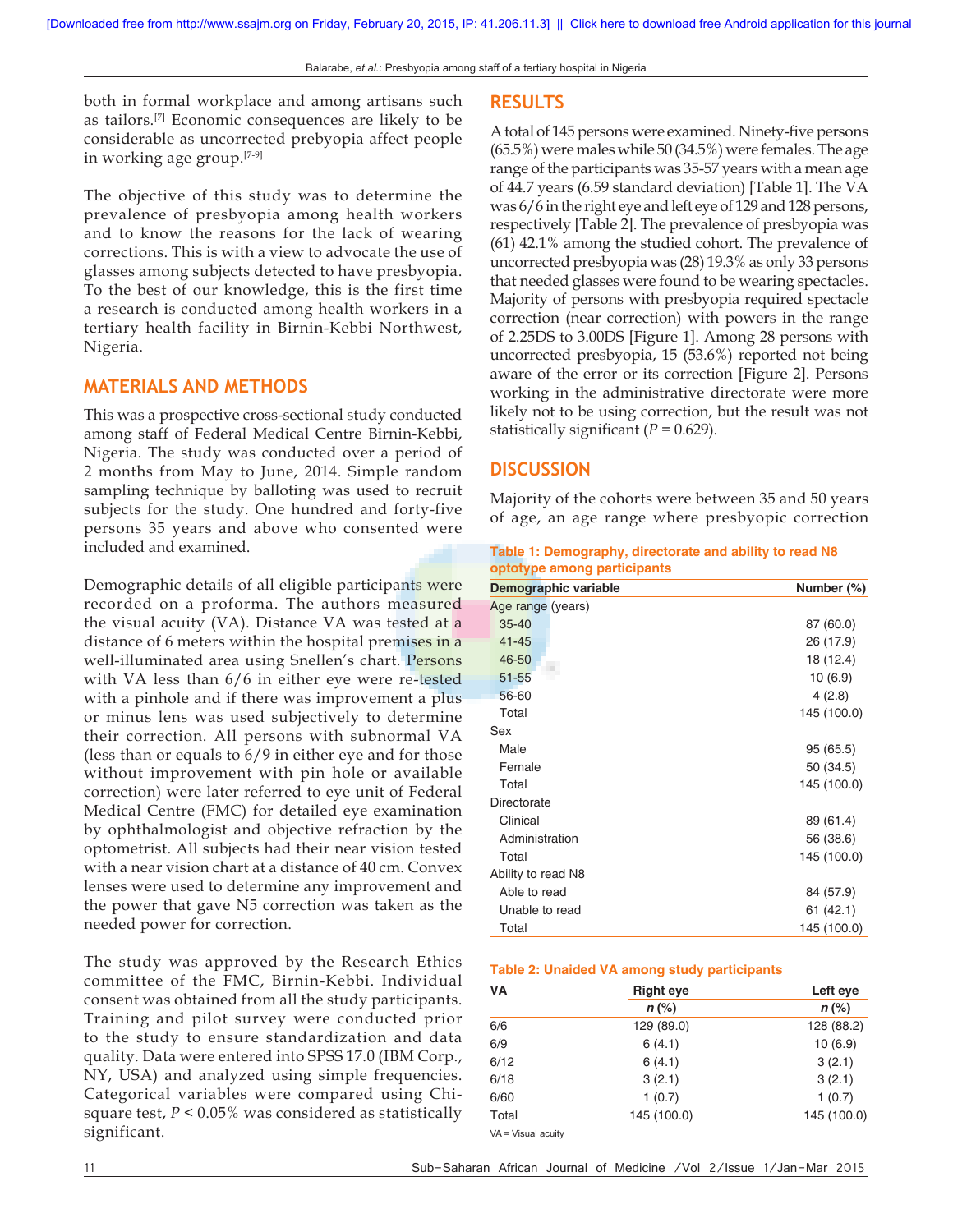both in formal workplace and among artisans such as tailors.[7] Economic consequences are likely to be considerable as uncorrected prebyopia affect people in working age group.[7-9]

The objective of this study was to determine the prevalence of presbyopia among health workers and to know the reasons for the lack of wearing corrections. This is with a view to advocate the use of glasses among subjects detected to have presbyopia. To the best of our knowledge, this is the first time a research is conducted among health workers in a tertiary health facility in Birnin-Kebbi Northwest, Nigeria.

## MATERIALS AND METHODS

This was a prospective cross-sectional study conducted among staff of Federal Medical Centre Birnin-Kebbi, Nigeria. The study was conducted over a period of 2 months from May to June, 2014. Simple random sampling technique by balloting was used to recruit subjects for the study. One hundred and forty-five persons 35 years and above who consented were included and examined.

Demographic details of all eligible participants were recorded on a proforma. The authors measured the visual acuity (VA). Distance VA was tested at a distance of 6 meters within the hospital premises in a well-illuminated area using Snellen's chart. Persons with VA less than 6/6 in either eye were re-tested with a pinhole and if there was improvement a plus or minus lens was used subjectively to determine their correction. All persons with subnormal VA (less than or equals to 6/9 in either eye and for those without improvement with pin hole or available correction) were later referred to eye unit of Federal Medical Centre (FMC) for detailed eye examination by ophthalmologist and objective refraction by the optometrist. All subjects had their near vision tested with a near vision chart at a distance of 40 cm. Convex lenses were used to determine any improvement and the power that gave N5 correction was taken as the needed power for correction.

The study was approved by the Research Ethics committee of the FMC, Birnin-Kebbi. Individual consent was obtained from all the study participants. Training and pilot survey were conducted prior to the study to ensure standardization and data quality. Data were entered into SPSS 17.0 (IBM Corp., NY, USA) and analyzed using simple frequencies. Categorical variables were compared using Chi-square test, $P < 0.05\%$ was considered as statistically significant.

## RESULTS

A total of 145 persons were examined. Ninety-five persons (65.5%) were males while 50 (34.5%) were females. The age range of the participants was 35-57 years with a mean age of 44.7 years (6.59 standard deviation) [Table 1]. The VA was 6/6 in the right eye and left eye of 129 and 128 persons, respectively [Table 2]. The prevalence of presbyopia was (61) 42.1% among the studied cohort. The prevalence of uncorrected presbyopia was (28) 19.3% as only 33 persons that needed glasses were found to be wearing spectacles. Majority of persons with presbyopia required spectacle correction (near correction) with powers in the range of 2.25DS to 3.00DS [Figure 1]. Among 28 persons with uncorrected presbyopia, 15 (53.6%) reported not being aware of the error or its correction [Figure 2]. Persons working in the administrative directorate were more likely not to be using correction, but the result was not statistically significant ($P = 0.629$).

## DISCUSSION

Majority of the cohorts were between 35 and 50 years of age, an age range where presbyopic correction

**Table 1: Demography, directorate and ability to read N8 optotype among participants**

| Demographic variable | Number (%) |
|---|---|
| Age range (years) | |
| 35-40 | 87 (60.0) |
| 41-45 | 26 (17.9) |
| 46-50 | 18 (12.4) |
| 51-55 | 10 (6.9) |
| 56-60 | 4 (2.8) |
| Total | 145 (100.0) |
| Sex | |
| Male | 95 (65.5) |
| Female | 50 (34.5) |
| Total | 145 (100.0) |
| Directorate | |
| Clinical | 89 (61.4) |
| Administration | 56 (38.6) |
| Total | 145 (100.0) |
| Ability to read N8 | |
| Able to read | 84 (57.9) |
| Unable to read | 61 (42.1) |
| Total | 145 (100.0) |

**Table 2: Unaided VA among study participants**

| VA | Right eye | Left eye |
|---|---|---|
| | *n* (%) | *n* (%) |
| 6/6 | 129 (89.0) | 128 (88.2) |
| 6/9 | 6 (4.1) | 10 (6.9) |
| 6/12 | 6 (4.1) | 3 (2.1) |
| 6/18 | 3 (2.1) | 3 (2.1) |
| 6/60 | 1 (0.7) | 1 (0.7) |
| Total | 145 (100.0) | 145 (100.0) |

VA = Visual acuity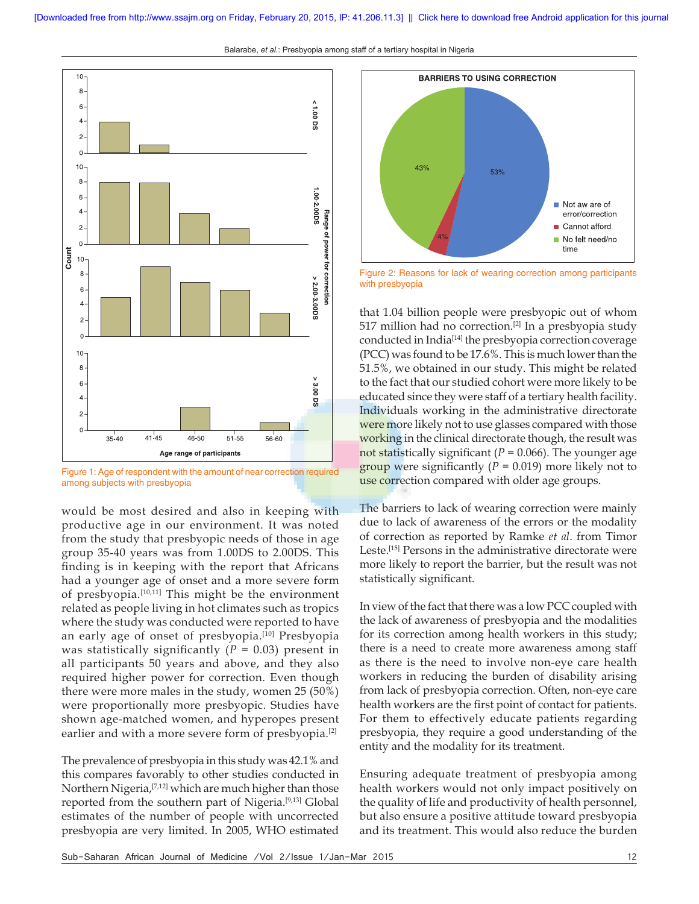Figure 1: Age of respondent with the amount of near correction required among subjects with presbyopia

Figure 2: Reasons for lack of wearing correction among participants with presbyopia

would be most desired and also in keeping with productive age in our environment. It was noted from the study that presbyopic needs of those in age group 35-40 years was from 1.00DS to 2.00DS. This finding is in keeping with the report that Africans had a younger age of onset and a more severe form of presbyopia.[10,11] This might be the environment related as people living in hot climates such as tropics where the study was conducted were reported to have an early age of onset of presbyopia.[10] Presbyopia was statistically significantly ($P = 0.03$) present in all participants 50 years and above, and they also required higher power for correction. Even though there were more males in the study, women 25 (50%) were proportionally more presbyopic. Studies have shown age-matched women, and hyperopes present earlier and with a more severe form of presbyopia.[2]

The prevalence of presbyopia in this study was 42.1% and this compares favorably to other studies conducted in Northern Nigeria,[7,12] which are much higher than those reported from the southern part of Nigeria.[9,13] Global estimates of the number of people with uncorrected presbyopia are very limited. In 2005, WHO estimated that 1.04 billion people were presbyopic out of whom 517 million had no correction.[2] In a presbyopia study conducted in India[14] the presbyopia correction coverage (PCC) was found to be 17.6%. This is much lower than the 51.5%, we obtained in our study. This might be related to the fact that our studied cohort were more likely to be educated since they were staff of a tertiary health facility. Individuals working in the administrative directorate were more likely not to use glasses compared with those working in the clinical directorate though, the result was not statistically significant ($P = 0.066$). The younger age group were significantly ($P = 0.019$) more likely not to use correction compared with older age groups.

The barriers to lack of wearing correction were mainly due to lack of awareness of the errors or the modality of correction as reported by Ramke *et al*. from Timor Leste.[15] Persons in the administrative directorate were more likely to report the barrier, but the result was not statistically significant.

In view of the fact that there was a low PCC coupled with the lack of awareness of presbyopia and the modalities for its correction among health workers in this study; there is a need to create more awareness among staff as there is the need to involve non-eye care health workers in reducing the burden of disability arising from lack of presbyopia correction. Often, non-eye care health workers are the first point of contact for patients. For them to effectively educate patients regarding presbyopia, they require a good understanding of the entity and the modality for its treatment.

Ensuring adequate treatment of presbyopia among health workers would not only impact positively on the quality of life and productivity of health personnel, but also ensure a positive attitude toward presbyopia and its treatment. This would also reduce the burden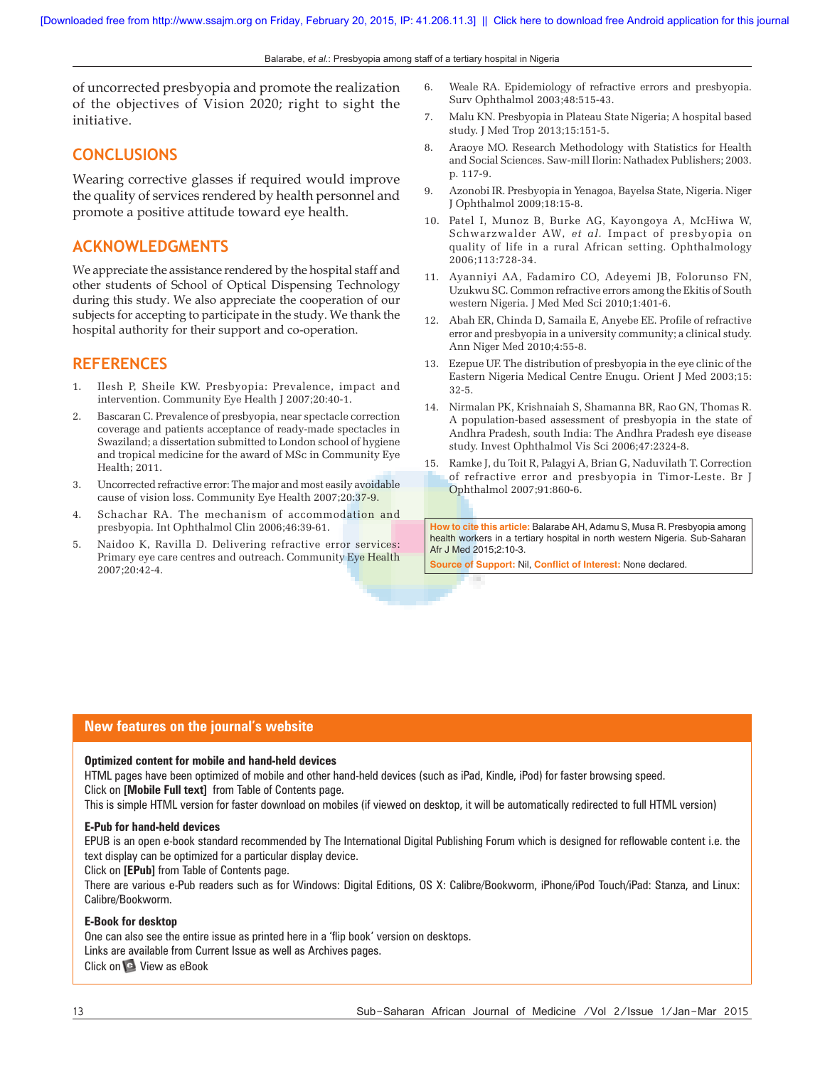of uncorrected presbyopia and promote the realization of the objectives of Vision 2020; right to sight the initiative.

## CONCLUSIONS

Wearing corrective glasses if required would improve the quality of services rendered by health personnel and promote a positive attitude toward eye health.

## ACKNOWLEDGMENTS

We appreciate the assistance rendered by the hospital staff and other students of School of Optical Dispensing Technology during this study. We also appreciate the cooperation of our subjects for accepting to participate in the study. We thank the hospital authority for their support and co-operation.

## REFERENCES

1. Ilesh P, Sheile KW. Presbyopia: Prevalence, impact and intervention. Community Eye Health J 2007;20:40-1.
2. Bascaran C. Prevalence of presbyopia, near spectacle correction coverage and patients acceptance of ready-made spectacles in Swaziland; a dissertation submitted to London school of hygiene and tropical medicine for the award of MSc in Community Eye Health; 2011.
3. Uncorrected refractive error: The major and most easily avoidable cause of vision loss. Community Eye Health 2007;20:37-9.
4. Schachar RA. The mechanism of accommodation and presbyopia. Int Ophthalmol Clin 2006;46:39-61.
5. Naidoo K, Ravilla D. Delivering refractive error services: Primary eye care centres and outreach. Community Eye Health 2007;20:42-4.
6. Weale RA. Epidemiology of refractive errors and presbyopia. Surv Ophthalmol 2003;48:515-43.
7. Malu KN. Presbyopia in Plateau State Nigeria; A hospital based study. J Med Trop 2013;15:151-5.
8. Araoye MO. Research Methodology with Statistics for Health and Social Sciences. Saw-mill Ilorin: Nathadex Publishers; 2003. p. 117-9.
9. Azonobi IR. Presbyopia in Yenagoa, Bayelsa State, Nigeria. Niger J Ophthalmol 2009;18:15-8.
10. Patel I, Munoz B, Burke AG, Kayongoya A, McHiwa W, Schwarzwalder AW, *et al*. Impact of presbyopia on quality of life in a rural African setting. Ophthalmology 2006;113:728-34.
11. Ayanniyi AA, Fadamiro CO, Adeyemi JB, Folorunso FN, Uzukwu SC. Common refractive errors among the Ekitis of South western Nigeria. J Med Med Sci 2010;1:401-6.
12. Abah ER, Chinda D, Samaila E, Anyebe EE. Profile of refractive error and presbyopia in a university community; a clinical study. Ann Niger Med 2010;4:55-8.
13. Ezepue UF. The distribution of presbyopia in the eye clinic of the Eastern Nigeria Medical Centre Enugu. Orient J Med 2003;15:32-5.
14. Nirmalan PK, Krishnaiah S, Shamanna BR, Rao GN, Thomas R. A population-based assessment of presbyopia in the state of Andhra Pradesh, south India: The Andhra Pradesh eye disease study. Invest Ophthalmol Vis Sci 2006;47:2324-8.
15. Ramke J, du Toit R, Palagyi A, Brian G, Naduvilath T. Correction of refractive error and presbyopia in Timor-Leste. Br J Ophthalmol 2007;91:860-6.

**How to cite this article:** Balarabe AH, Adamu S, Musa R. Presbyopia among health workers in a tertiary hospital in north western Nigeria. Sub-Saharan Afr J Med 2015;2:10-3.

**Source of Support:** Nil, **Conflict of Interest:** None declared.

## New features on the journal's website

**Optimized content for mobile and hand-held devices**
HTML pages have been optimized of mobile and other hand-held devices (such as iPad, Kindle, iPod) for faster browsing speed.
Click on **[Mobile Full text]** from Table of Contents page.
This is simple HTML version for faster download on mobiles (if viewed on desktop, it will be automatically redirected to full HTML version)

**E-Pub for hand-held devices**
EPUB is an open e-book standard recommended by The International Digital Publishing Forum which is designed for reflowable content i.e. the text display can be optimized for a particular display device.
Click on **[EPub]** from Table of Contents page.
There are various e-Pub readers such as for Windows: Digital Editions, OS X: Calibre/Bookworm, iPhone/iPod Touch/iPad: Stanza, and Linux: Calibre/Bookworm.

**E-Book for desktop**
One can also see the entire issue as printed here in a 'flip book' version on desktops.
Links are available from Current Issue as well as Archives pages.
Click on View as eBook